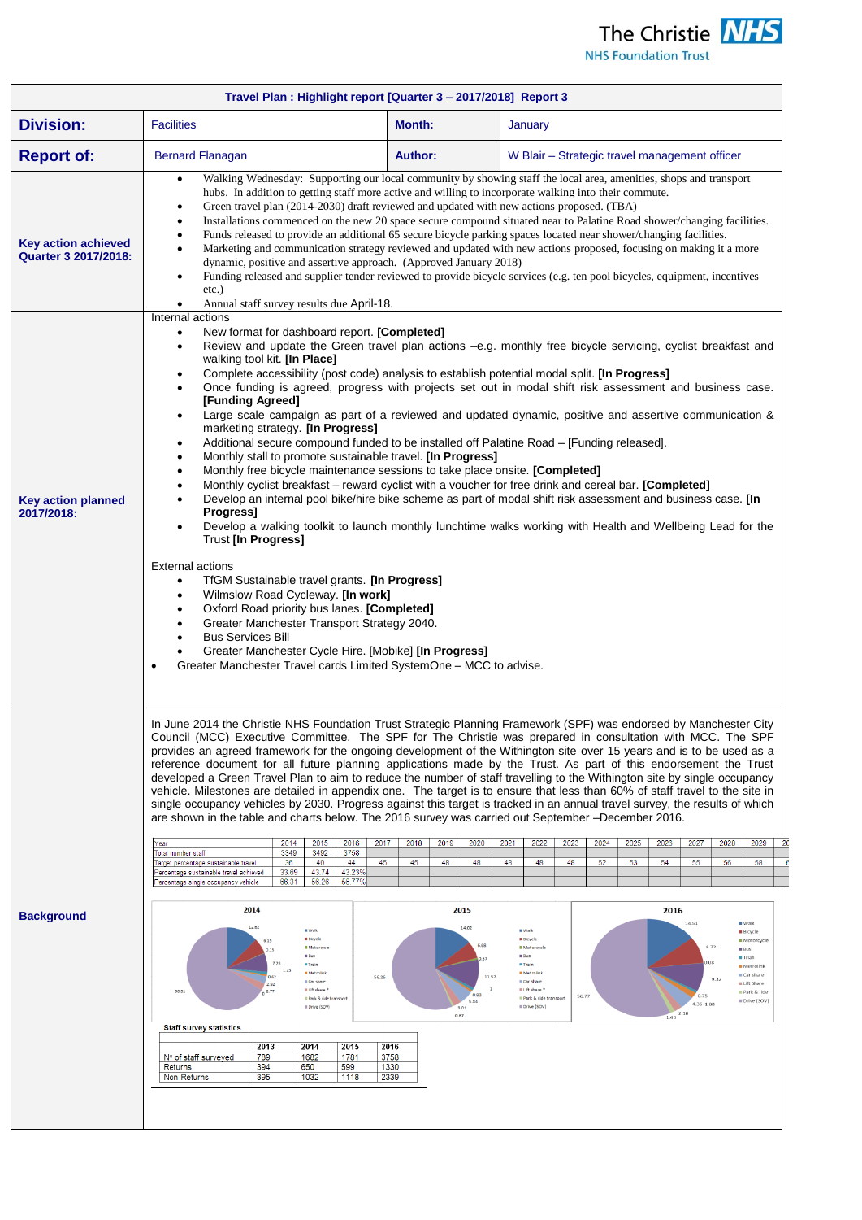# Travel Plan : Highlight report [Quarter 3 – 2017/2018] Report 3

| | | | |
|---|---|---|---|
| **Division:** | Facilities | **Month:** | January |
| **Report of:** | Bernard Flanagan | **Author:** | W Blair – Strategic travel management officer |

## Key action achieved Quarter 3 2017/2018:

- Walking Wednesday: Supporting our local community by showing staff the local area, amenities, shops and transport hubs. In addition to getting staff more active and willing to incorporate walking into their commute.
- Green travel plan (2014-2030) draft reviewed and updated with new actions proposed. (TBA)
- Installations commenced on the new 20 space secure compound situated near to Palatine Road shower/changing facilities.
- Funds released to provide an additional 65 secure bicycle parking spaces located near shower/changing facilities.
- Marketing and communication strategy reviewed and updated with new actions proposed, focusing on making it a more dynamic, positive and assertive approach. (Approved January 2018)
- Funding released and supplier tender reviewed to provide bicycle services (e.g. ten pool bicycles, equipment, incentives etc.)
- Annual staff survey results due April-18.

## Key action planned 2017/2018:

Internal actions

- New format for dashboard report. **[Completed]**
- Review and update the Green travel plan actions –e.g. monthly free bicycle servicing, cyclist breakfast and walking tool kit. **[In Place]**
- Complete accessibility (post code) analysis to establish potential modal split. **[In Progress]**
- Once funding is agreed, progress with projects set out in modal shift risk assessment and business case. **[Funding Agreed]**
- Large scale campaign as part of a reviewed and updated dynamic, positive and assertive communication & marketing strategy. **[In Progress]**
- Additional secure compound funded to be installed off Palatine Road – [Funding released].
- Monthly stall to promote sustainable travel. **[In Progress]**
- Monthly free bicycle maintenance sessions to take place onsite. **[Completed]**
- Monthly cyclist breakfast – reward cyclist with a voucher for free drink and cereal bar. **[Completed]**
- Develop an internal pool bike/hire bike scheme as part of modal shift risk assessment and business case. **[In Progress]**
- Develop a walking toolkit to launch monthly lunchtime walks working with Health and Wellbeing Lead for the Trust **[In Progress]**

External actions

- TfGM Sustainable travel grants. **[In Progress]**
- Wilmslow Road Cycleway. **[In work]**
- Oxford Road priority bus lanes. **[Completed]**
- Greater Manchester Transport Strategy 2040.
- Bus Services Bill
- Greater Manchester Cycle Hire. [Mobike] **[In Progress]**
- Greater Manchester Travel cards Limited SystemOne – MCC to advise.

## Background

In June 2014 the Christie NHS Foundation Trust Strategic Planning Framework (SPF) was endorsed by Manchester City Council (MCC) Executive Committee. The SPF for The Christie was prepared in consultation with MCC. The SPF provides an agreed framework for the ongoing development of the Withington site over 15 years and is to be used as a reference document for all future planning applications made by the Trust. As part of this endorsement the Trust developed a Green Travel Plan to aim to reduce the number of staff travelling to the Withington site by single occupancy vehicle. Milestones are detailed in appendix one. The target is to ensure that less than 60% of staff travel to the site in single occupancy vehicles by 2030. Progress against this target is tracked in an annual travel survey, the results of which are shown in the table and charts below. The 2016 survey was carried out September –December 2016.

| Year | 2014 | 2015 | 2016 | 2017 | 2018 | 2019 | 2020 | 2021 | 2022 | 2023 | 2024 | 2025 | 2026 | 2027 | 2028 | 2029 |
|---|---|---|---|---|---|---|---|---|---|---|---|---|---|---|---|---|
| Total number staff | 3349 | 3492 | 3768 | | | | | | | | | | | | | |
| Target percentage sustainable travel | 36 | 40 | 44 | 45 | 45 | 48 | 48 | 48 | 48 | 48 | 52 | 53 | 54 | 55 | 56 | 58 |
| Percentage sustainable travel achieved | 33.69 | 43.74 | 43.23% | | | | | | | | | | | | | |
| Percentage single occupancy vehicle | 66.31 | 56.26 | 56.77% | | | | | | | | | | | | | |

Staff survey statistics

| | 2013 | 2014 | 2015 | 2016 |
|---|---|---|---|---|
| Nº of staff surveyed | 789 | 1682 | 1781 | 3758 |
| Returns | 394 | 650 | 599 | 1330 |
| Non Returns | 395 | 1032 | 1118 | 2339 |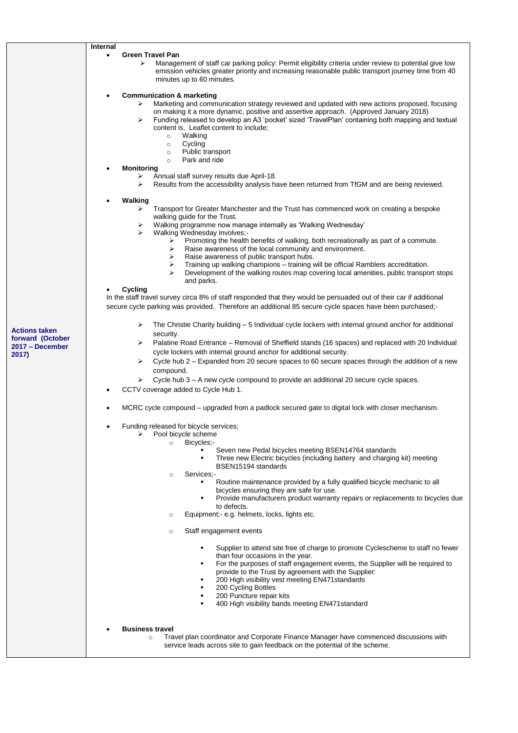| Actions taken forward (October 2017 – December 2017) | **Internal** |
|---|---|

**Internal**

- **Green Travel Pan**
  - Management of staff car parking policy: Permit eligibility criteria under review to potential give low emission vehicles greater priority and increasing reasonable public transport journey time from 40 minutes up to 60 minutes.

- **Communication & marketing**
  - Marketing and communication strategy reviewed and updated with new actions proposed, focusing on making it a more dynamic, positive and assertive approach. (Approved January 2018)
  - Funding released to develop an A3 'pocket' sized 'TravelPlan' containing both mapping and textual content is. Leaflet content to include;
    - Walking
    - Cycling
    - Public transport
    - Park and ride
- **Monitoring**
  - Annual staff survey results due April-18.
  - Results from the accessibility analysis have been returned from TfGM and are being reviewed.

- **Walking**
  - Transport for Greater Manchester and the Trust has commenced work on creating a bespoke walking guide for the Trust.
  - Walking programme now manage internally as 'Walking Wednesday'
  - Walking Wednesday involves;-
    - Promoting the health benefits of walking, both recreationally as part of a commute.
    - Raise awareness of the local community and environment.
    - Raise awareness of public transport hubs.
    - Training up walking champions – training will be official Ramblers accreditation.
    - Development of the walking routes map covering local amenities, public transport stops and parks.
- **Cycling**

In the staff travel survey circa 8% of staff responded that they would be persuaded out of their car if additional secure cycle parking was provided. Therefore an additional 85 secure cycle spaces have been purchased;-

  - The Christie Charity building – 5 Individual cycle lockers with internal ground anchor for additional security.
  - Palatine Road Entrance – Removal of Sheffield stands (16 spaces) and replaced with 20 Individual cycle lockers with internal ground anchor for additional security.
  - Cycle hub 2 – Expanded from 20 secure spaces to 60 secure spaces through the addition of a new compound.
  - Cycle hub 3 – A new cycle compound to provide an additional 20 secure cycle spaces.
- CCTV coverage added to Cycle Hub 1.

- MCRC cycle compound – upgraded from a padlock secured gate to digital lock with closer mechanism.

- Funding released for bicycle services;
  - Pool bicycle scheme
    - Bicycles;-
      - Seven new Pedal bicycles meeting BSEN14764 standards
      - Three new Electric bicycles (including battery and charging kit) meeting BSEN15194 standards
    - Services;-
      - Routine maintenance provided by a fully qualified bicycle mechanic to all bicycles ensuring they are safe for use.
      - Provide manufacturers product warranty repairs or replacements to bicycles due to defects.
    - Equipment;- e.g. helmets, locks, lights etc.

    - Staff engagement events

      - Supplier to attend site free of charge to promote Cyclescheme to staff no fewer than four occasions in the year.
      - For the purposes of staff engagement events, the Supplier will be required to provide to the Trust by agreement with the Supplier:
      - 200 High visibility vest meeting EN471standards
      - 200 Cycling Bottles
      - 200 Puncture repair kits
      - 400 High visibility bands meeting EN471standard

- **Business travel**
  - Travel plan coordinator and Corporate Finance Manager have commenced discussions with service leads across site to gain feedback on the potential of the scheme.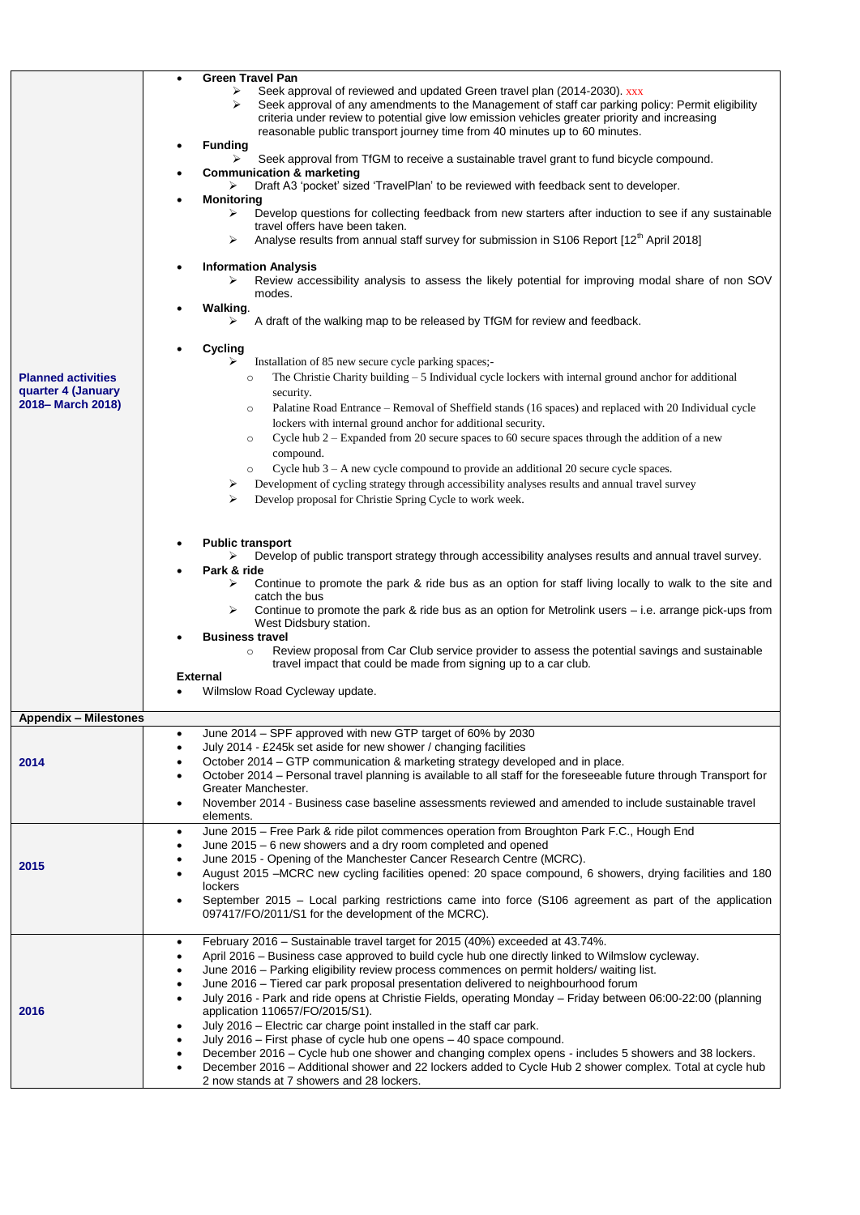| | |
|---|---|
| **Planned activities quarter 4 (January 2018– March 2018)** | • **Green Travel Pan**<br>➢ Seek approval of reviewed and updated Green travel plan (2014-2030). xxx<br>➢ Seek approval of any amendments to the Management of staff car parking policy: Permit eligibility criteria under review to potential give low emission vehicles greater priority and increasing reasonable public transport journey time from 40 minutes up to 60 minutes.<br>• **Funding**<br>➢ Seek approval from TfGM to receive a sustainable travel grant to fund bicycle compound.<br>• **Communication & marketing**<br>➢ Draft A3 'pocket' sized 'TravelPlan' to be reviewed with feedback sent to developer.<br>• **Monitoring**<br>➢ Develop questions for collecting feedback from new starters after induction to see if any sustainable travel offers have been taken.<br>➢ Analyse results from annual staff survey for submission in S106 Report [12th April 2018]<br>• **Information Analysis**<br>➢ Review accessibility analysis to assess the likely potential for improving modal share of non SOV modes.<br>• **Walking**.<br>➢ A draft of the walking map to be released by TfGM for review and feedback.<br>• **Cycling**<br>➢ Installation of 85 new secure cycle parking spaces;-<br>○ The Christie Charity building – 5 Individual cycle lockers with internal ground anchor for additional security.<br>○ Palatine Road Entrance – Removal of Sheffield stands (16 spaces) and replaced with 20 Individual cycle lockers with internal ground anchor for additional security.<br>○ Cycle hub 2 – Expanded from 20 secure spaces to 60 secure spaces through the addition of a new compound.<br>○ Cycle hub 3 – A new cycle compound to provide an additional 20 secure cycle spaces.<br>➢ Development of cycling strategy through accessibility analyses results and annual travel survey<br>➢ Develop proposal for Christie Spring Cycle to work week.<br>• **Public transport**<br>➢ Develop of public transport strategy through accessibility analyses results and annual travel survey.<br>• **Park & ride**<br>➢ Continue to promote the park & ride bus as an option for staff living locally to walk to the site and catch the bus<br>➢ Continue to promote the park & ride bus as an option for Metrolink users – i.e. arrange pick-ups from West Didsbury station.<br>• **Business travel**<br>○ Review proposal from Car Club service provider to assess the potential savings and sustainable travel impact that could be made from signing up to a car club.<br>**External**<br>• Wilmslow Road Cycleway update. |
| **Appendix – Milestones** | |
| **2014** | • June 2014 – SPF approved with new GTP target of 60% by 2030<br>• July 2014 - £245k set aside for new shower / changing facilities<br>• October 2014 – GTP communication & marketing strategy developed and in place.<br>• October 2014 – Personal travel planning is available to all staff for the foreseeable future through Transport for Greater Manchester.<br>• November 2014 - Business case baseline assessments reviewed and amended to include sustainable travel elements. |
| **2015** | • June 2015 – Free Park & ride pilot commences operation from Broughton Park F.C., Hough End<br>• June 2015 – 6 new showers and a dry room completed and opened<br>• June 2015 - Opening of the Manchester Cancer Research Centre (MCRC).<br>• August 2015 –MCRC new cycling facilities opened: 20 space compound, 6 showers, drying facilities and 180 lockers<br>• September 2015 – Local parking restrictions came into force (S106 agreement as part of the application 097417/FO/2011/S1 for the development of the MCRC). |
| **2016** | • February 2016 – Sustainable travel target for 2015 (40%) exceeded at 43.74%.<br>• April 2016 – Business case approved to build cycle hub one directly linked to Wilmslow cycleway.<br>• June 2016 – Parking eligibility review process commences on permit holders/ waiting list.<br>• June 2016 – Tiered car park proposal presentation delivered to neighbourhood forum<br>• July 2016 - Park and ride opens at Christie Fields, operating Monday – Friday between 06:00-22:00 (planning application 110657/FO/2015/S1).<br>• July 2016 – Electric car charge point installed in the staff car park.<br>• July 2016 – First phase of cycle hub one opens – 40 space compound.<br>• December 2016 – Cycle hub one shower and changing complex opens - includes 5 showers and 38 lockers.<br>• December 2016 – Additional shower and 22 lockers added to Cycle Hub 2 shower complex. Total at cycle hub 2 now stands at 7 showers and 28 lockers. |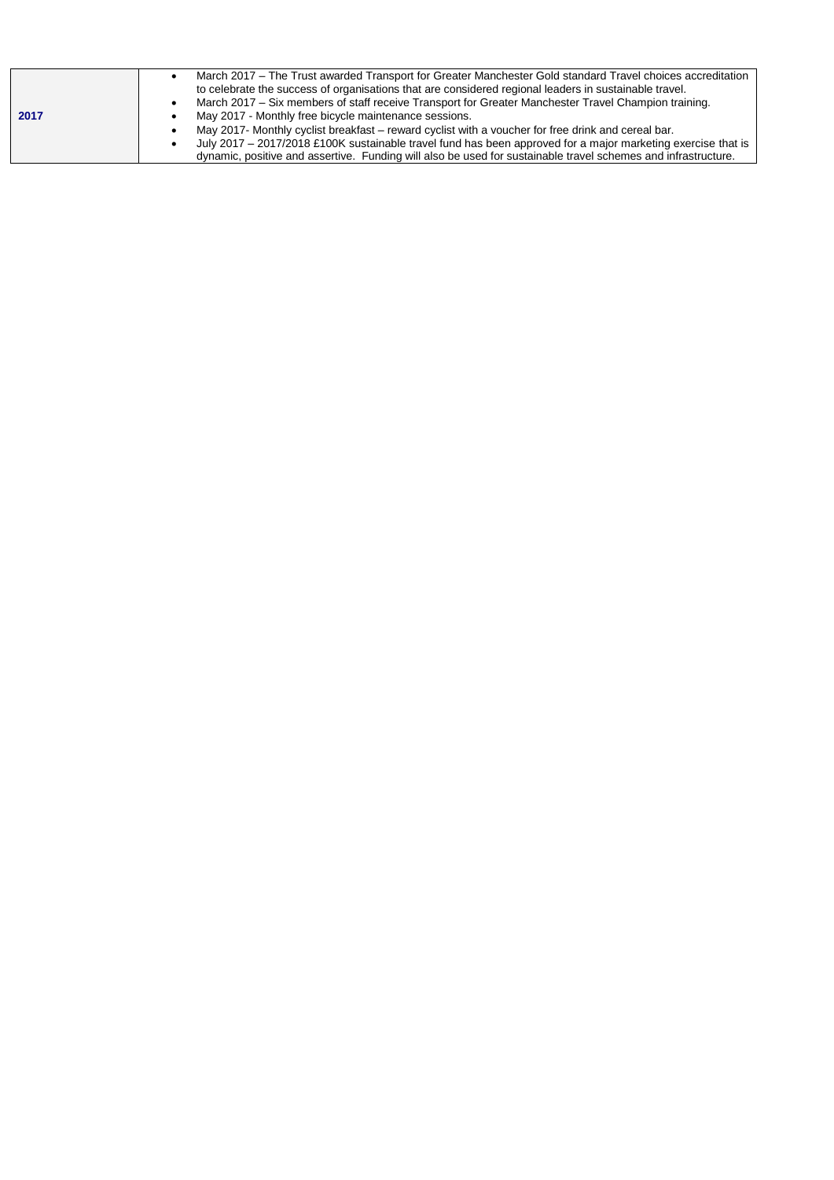| | |
|---|---|
| **2017** | • March 2017 – The Trust awarded Transport for Greater Manchester Gold standard Travel choices accreditation to celebrate the success of organisations that are considered regional leaders in sustainable travel.<br>• March 2017 – Six members of staff receive Transport for Greater Manchester Travel Champion training.<br>• May 2017 - Monthly free bicycle maintenance sessions.<br>• May 2017- Monthly cyclist breakfast – reward cyclist with a voucher for free drink and cereal bar.<br>• July 2017 – 2017/2018 £100K sustainable travel fund has been approved for a major marketing exercise that is dynamic, positive and assertive. Funding will also be used for sustainable travel schemes and infrastructure. |